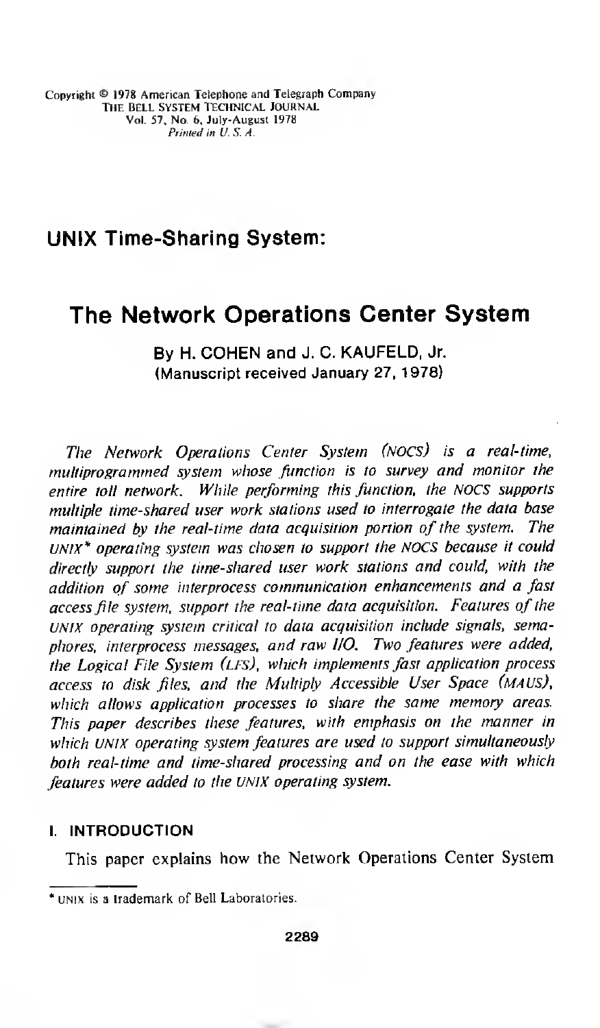Copyright © 1978 American Telephone and Telegraph Company
THE BELL SYSTEM TECHNICAL JOURNAL
Vol. 57, No. 6, July-August 1978
*Printed in U. S. A.*

## UNIX Time-Sharing System:

# The Network Operations Center System

**By H. COHEN and J. C. KAUFELD, Jr.**
**(Manuscript received January 27, 1978)**

*The Network Operations Center System (NOCS) is a real-time, multiprogrammed system whose function is to survey and monitor the entire toll network. While performing this function, the NOCS supports multiple time-shared user work stations used to interrogate the data base maintained by the real-time data acquisition portion of the system. The UNIX\* operating system was chosen to support the NOCS because it could directly support the time-shared user work stations and could, with the addition of some interprocess communication enhancements and a fast access file system, support the real-time data acquisition. Features of the UNIX operating system critical to data acquisition include signals, semaphores, interprocess messages, and raw I/O. Two features were added, the Logical File System (LFS), which implements fast application process access to disk files, and the Multiply Accessible User Space (MAUS), which allows application processes to share the same memory areas. This paper describes these features, with emphasis on the manner in which UNIX operating system features are used to support simultaneously both real-time and time-shared processing and on the ease with which features were added to the UNIX operating system.*

### I. INTRODUCTION

This paper explains how the Network Operations Center System

\* UNIX is a trademark of Bell Laboratories.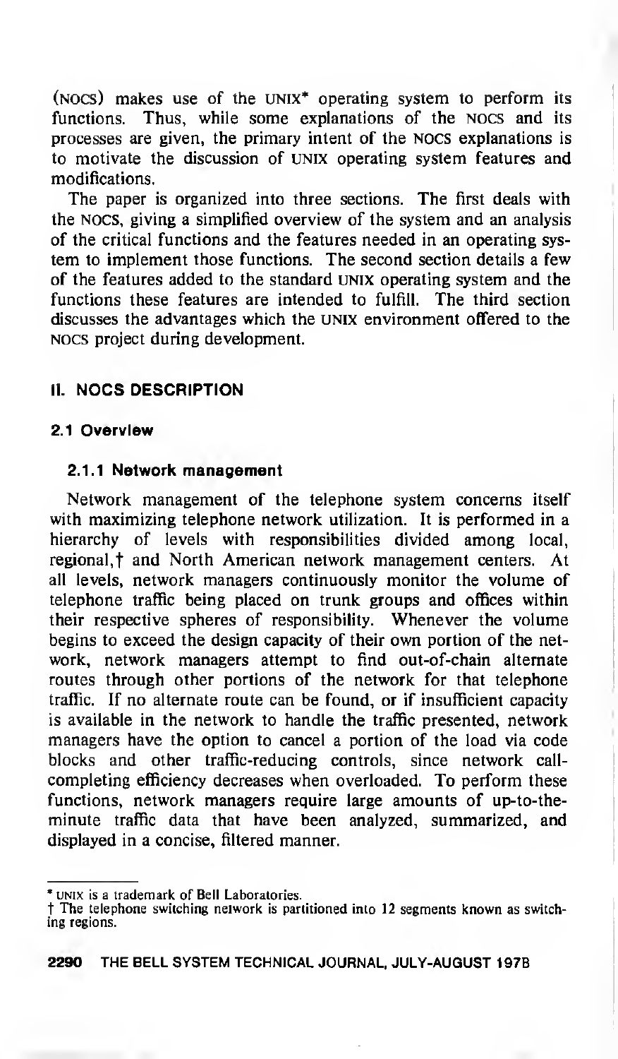(NOCS) makes use of the UNIX* operating system to perform its functions. Thus, while some explanations of the NOCS and its processes are given, the primary intent of the NOCS explanations is to motivate the discussion of UNIX operating system features and modifications.

The paper is organized into three sections. The first deals with the NOCS, giving a simplified overview of the system and an analysis of the critical functions and the features needed in an operating system to implement those functions. The second section details a few of the features added to the standard UNIX operating system and the functions these features are intended to fulfill. The third section discusses the advantages which the UNIX environment offered to the NOCS project during development.

## II. NOCS DESCRIPTION

### 2.1 Overview

#### 2.1.1 Network management

Network management of the telephone system concerns itself with maximizing telephone network utilization. It is performed in a hierarchy of levels with responsibilities divided among local, regional,† and North American network management centers. At all levels, network managers continuously monitor the volume of telephone traffic being placed on trunk groups and offices within their respective spheres of responsibility. Whenever the volume begins to exceed the design capacity of their own portion of the network, network managers attempt to find out-of-chain alternate routes through other portions of the network for that telephone traffic. If no alternate route can be found, or if insufficient capacity is available in the network to handle the traffic presented, network managers have the option to cancel a portion of the load via code blocks and other traffic-reducing controls, since network call-completing efficiency decreases when overloaded. To perform these functions, network managers require large amounts of up-to-the-minute traffic data that have been analyzed, summarized, and displayed in a concise, filtered manner.

---

* UNIX is a trademark of Bell Laboratories.

† The telephone switching network is partitioned into 12 segments known as switching regions.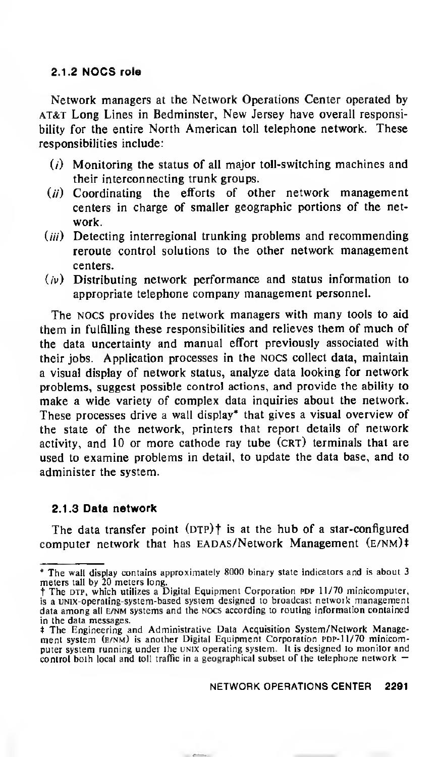### 2.1.2 NOCS role

Network managers at the Network Operations Center operated by AT&T Long Lines in Bedminster, New Jersey have overall responsibility for the entire North American toll telephone network. These responsibilities include:

(*i*) Monitoring the status of all major toll-switching machines and their interconnecting trunk groups.

(*ii*) Coordinating the efforts of other network management centers in charge of smaller geographic portions of the network.

(*iii*) Detecting interregional trunking problems and recommending reroute control solutions to the other network management centers.

(*iv*) Distributing network performance and status information to appropriate telephone company management personnel.

The NOCS provides the network managers with many tools to aid them in fulfilling these responsibilities and relieves them of much of the data uncertainty and manual effort previously associated with their jobs. Application processes in the NOCS collect data, maintain a visual display of network status, analyze data looking for network problems, suggest possible control actions, and provide the ability to make a wide variety of complex data inquiries about the network. These processes drive a wall display* that gives a visual overview of the state of the network, printers that report details of network activity, and 10 or more cathode ray tube (CRT) terminals that are used to examine problems in detail, to update the data base, and to administer the system.

### 2.1.3 Data network

The data transfer point (DTP)† is at the hub of a star-configured computer network that has EADAS/Network Management (E/NM)‡

---

* The wall display contains approximately 8000 binary state indicators and is about 3 meters tall by 20 meters long.

† The DTP, which utilizes a Digital Equipment Corporation PDP 11/70 minicomputer, is a UNIX-operating-system-based system designed to broadcast network management data among all E/NM systems and the NOCS according to routing information contained in the data messages.

‡ The Engineering and Administrative Data Acquisition System/Network Management system (E/NM) is another Digital Equipment Corporation PDP-11/70 minicomputer system running under the UNIX operating system. It is designed to monitor and control both local and toll traffic in a geographical subset of the telephone network —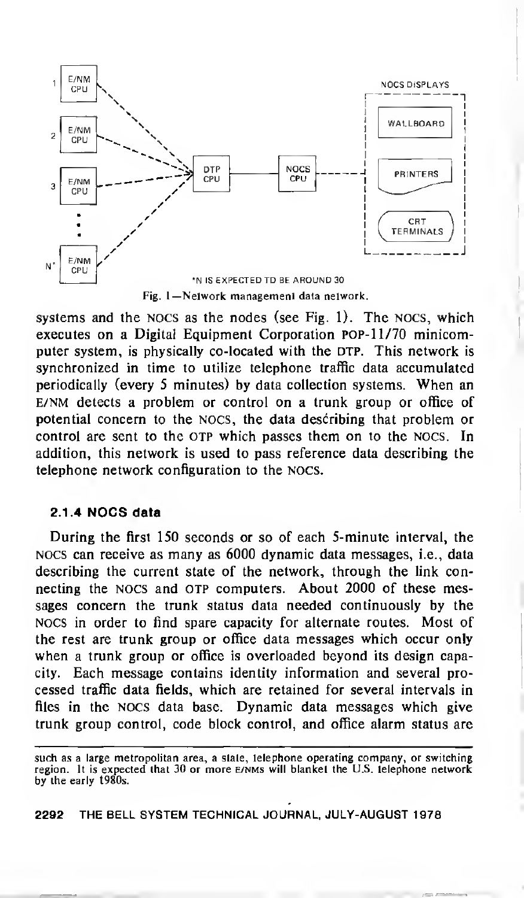Fig. 1—Network management data network.

*N IS EXPECTED TO BE AROUND 30

systems and the NOCS as the nodes (see Fig. 1). The NOCS, which executes on a Digital Equipment Corporation PDP-11/70 minicomputer system, is physically co-located with the DTP. This network is synchronized in time to utilize telephone traffic data accumulated periodically (every 5 minutes) by data collection systems. When an E/NM detects a problem or control on a trunk group or office of potential concern to the NOCS, the data describing that problem or control are sent to the DTP which passes them on to the NOCS. In addition, this network is used to pass reference data describing the telephone network configuration to the NOCS.

### 2.1.4 NOCS data

During the first 150 seconds or so of each 5-minute interval, the NOCS can receive as many as 6000 dynamic data messages, i.e., data describing the current state of the network, through the link connecting the NOCS and DTP computers. About 2000 of these messages concern the trunk status data needed continuously by the NOCS in order to find spare capacity for alternate routes. Most of the rest are trunk group or office data messages which occur only when a trunk group or office is overloaded beyond its design capacity. Each message contains identity information and several processed traffic data fields, which are retained for several intervals in files in the NOCS data base. Dynamic data messages which give trunk group control, code block control, and office alarm status are

---

such as a large metropolitan area, a state, telephone operating company, or switching region. It is expected that 30 or more E/NMs will blanket the U.S. telephone network by the early 1980s.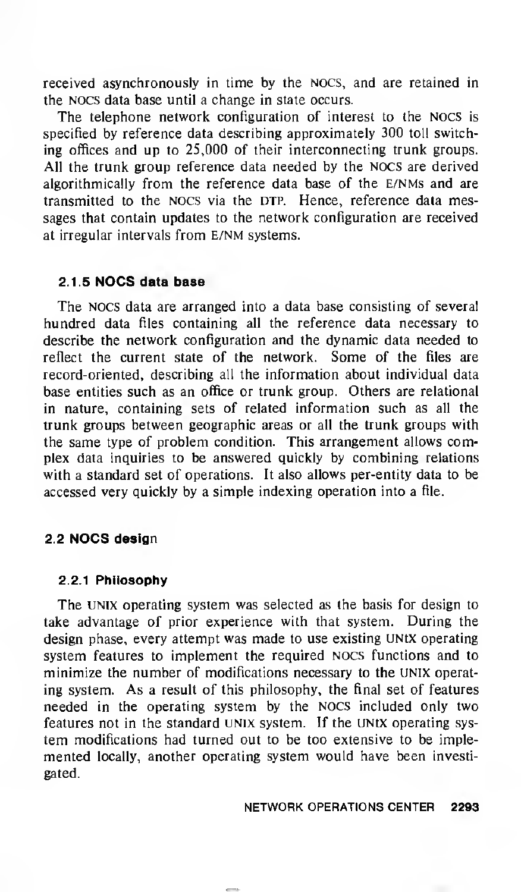received asynchronously in time by the NOCS, and are retained in the NOCS data base until a change in state occurs.

The telephone network configuration of interest to the NOCS is specified by reference data describing approximately 300 toll switching offices and up to 25,000 of their interconnecting trunk groups. All the trunk group reference data needed by the NOCS are derived algorithmically from the reference data base of the E/NMs and are transmitted to the NOCS via the DTP. Hence, reference data messages that contain updates to the network configuration are received at irregular intervals from E/NM systems.

#### 2.1.5 NOCS data base

The NOCS data are arranged into a data base consisting of several hundred data files containing all the reference data necessary to describe the network configuration and the dynamic data needed to reflect the current state of the network. Some of the files are record-oriented, describing all the information about individual data base entities such as an office or trunk group. Others are relational in nature, containing sets of related information such as all the trunk groups between geographic areas or all the trunk groups with the same type of problem condition. This arrangement allows complex data inquiries to be answered quickly by combining relations with a standard set of operations. It also allows per-entity data to be accessed very quickly by a simple indexing operation into a file.

### 2.2 NOCS design

#### 2.2.1 Philosophy

The UNIX operating system was selected as the basis for design to take advantage of prior experience with that system. During the design phase, every attempt was made to use existing UNIX operating system features to implement the required NOCS functions and to minimize the number of modifications necessary to the UNIX operating system. As a result of this philosophy, the final set of features needed in the operating system by the NOCS included only two features not in the standard UNIX system. If the UNIX operating system modifications had turned out to be too extensive to be implemented locally, another operating system would have been investigated.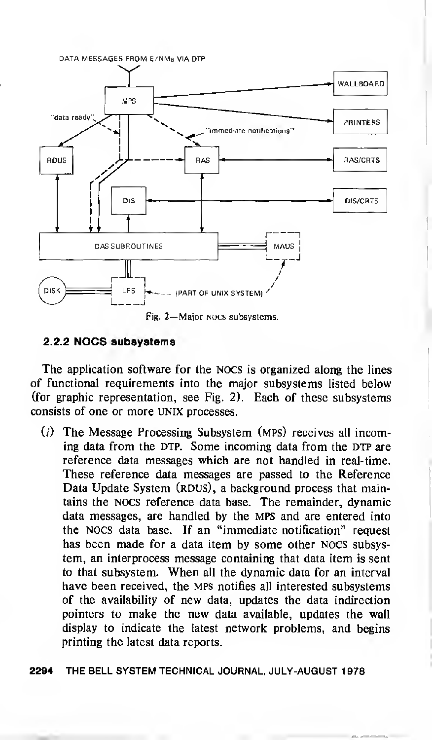Fig. 2—Major NOCS subsystems.

### 2.2.2 NOCS subsystems

The application software for the NOCS is organized along the lines of functional requirements into the major subsystems listed below (for graphic representation, see Fig. 2). Each of these subsystems consists of one or more UNIX processes.

(*i*) The Message Processing Subsystem (MPS) receives all incoming data from the DTP. Some incoming data from the DTP are reference data messages which are not handled in real-time. These reference data messages are passed to the Reference Data Update System (RDUS), a background process that maintains the NOCS reference data base. The remainder, dynamic data messages, are handled by the MPS and are entered into the NOCS data base. If an "immediate notification" request has been made for a data item by some other NOCS subsystem, an interprocess message containing that data item is sent to that subsystem. When all the dynamic data for an interval have been received, the MPS notifies all interested subsystems of the availability of new data, updates the data indirection pointers to make the new data available, updates the wall display to indicate the latest network problems, and begins printing the latest data reports.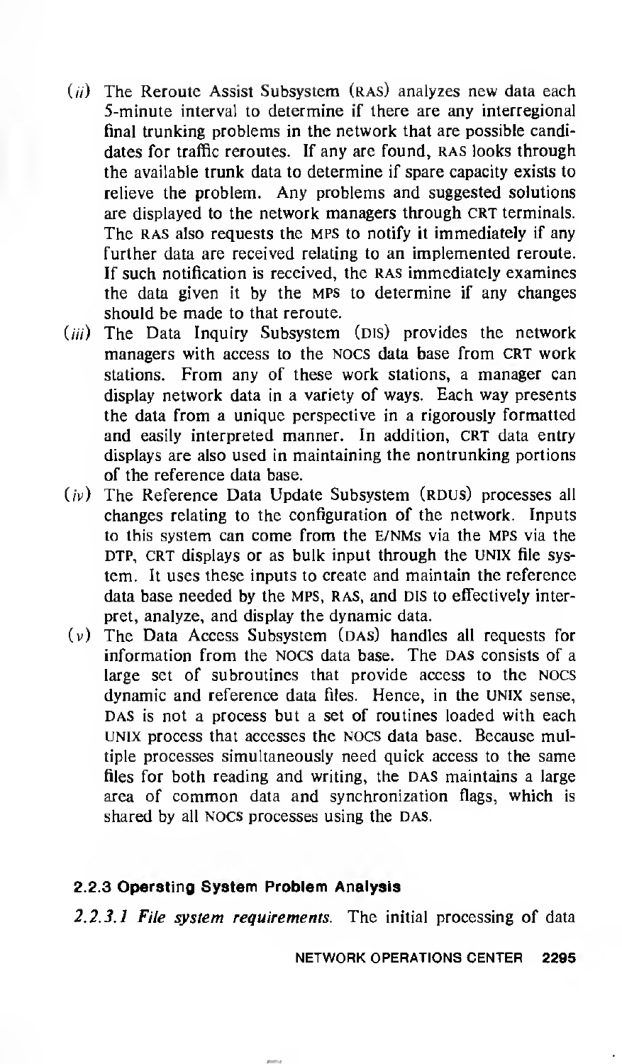(*ii*) The Reroute Assist Subsystem (RAS) analyzes new data each 5-minute interval to determine if there are any interregional final trunking problems in the network that are possible candidates for traffic reroutes. If any are found, RAS looks through the available trunk data to determine if spare capacity exists to relieve the problem. Any problems and suggested solutions are displayed to the network managers through CRT terminals. The RAS also requests the MPS to notify it immediately if any further data are received relating to an implemented reroute. If such notification is received, the RAS immediately examines the data given it by the MPS to determine if any changes should be made to that reroute.

(*iii*) The Data Inquiry Subsystem (DIS) provides the network managers with access to the NOCS data base from CRT work stations. From any of these work stations, a manager can display network data in a variety of ways. Each way presents the data from a unique perspective in a rigorously formatted and easily interpreted manner. In addition, CRT data entry displays are also used in maintaining the nontrunking portions of the reference data base.

(*iv*) The Reference Data Update Subsystem (RDUS) processes all changes relating to the configuration of the network. Inputs to this system can come from the E/NMs via the MPS via the DTP, CRT displays or as bulk input through the UNIX file system. It uses these inputs to create and maintain the reference data base needed by the MPS, RAS, and DIS to effectively interpret, analyze, and display the dynamic data.

(*v*) The Data Access Subsystem (DAS) handles all requests for information from the NOCS data base. The DAS consists of a large set of subroutines that provide access to the NOCS dynamic and reference data files. Hence, in the UNIX sense, DAS is not a process but a set of routines loaded with each UNIX process that accesses the NOCS data base. Because multiple processes simultaneously need quick access to the same files for both reading and writing, the DAS maintains a large area of common data and synchronization flags, which is shared by all NOCS processes using the DAS.

### 2.2.3 Operating System Problem Analysis

*2.2.3.1 File system requirements.* The initial processing of data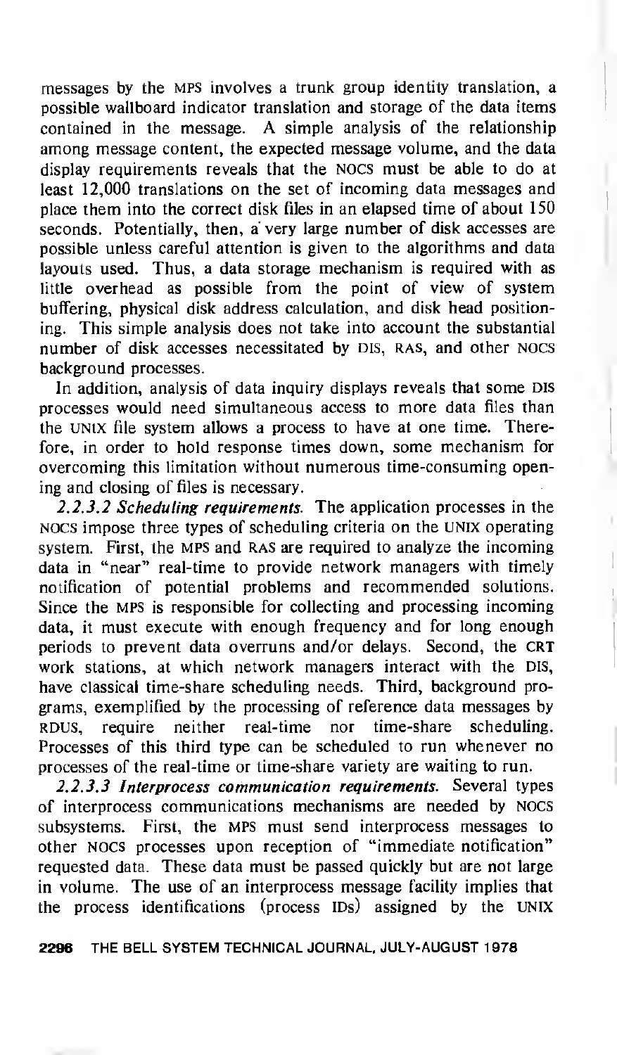messages by the MPS involves a trunk group identity translation, a possible wallboard indicator translation and storage of the data items contained in the message. A simple analysis of the relationship among message content, the expected message volume, and the data display requirements reveals that the NOCS must be able to do at least 12,000 translations on the set of incoming data messages and place them into the correct disk files in an elapsed time of about 150 seconds. Potentially, then, a very large number of disk accesses are possible unless careful attention is given to the algorithms and data layouts used. Thus, a data storage mechanism is required with as little overhead as possible from the point of view of system buffering, physical disk address calculation, and disk head positioning. This simple analysis does not take into account the substantial number of disk accesses necessitated by DIS, RAS, and other NOCS background processes.

In addition, analysis of data inquiry displays reveals that some DIS processes would need simultaneous access to more data files than the UNIX file system allows a process to have at one time. Therefore, in order to hold response times down, some mechanism for overcoming this limitation without numerous time-consuming opening and closing of files is necessary.

*2.2.3.2 Scheduling requirements.* The application processes in the NOCS impose three types of scheduling criteria on the UNIX operating system. First, the MPS and RAS are required to analyze the incoming data in "near" real-time to provide network managers with timely notification of potential problems and recommended solutions. Since the MPS is responsible for collecting and processing incoming data, it must execute with enough frequency and for long enough periods to prevent data overruns and/or delays. Second, the CRT work stations, at which network managers interact with the DIS, have classical time-share scheduling needs. Third, background programs, exemplified by the processing of reference data messages by RDUS, require neither real-time nor time-share scheduling. Processes of this third type can be scheduled to run whenever no processes of the real-time or time-share variety are waiting to run.

*2.2.3.3 Interprocess communication requirements.* Several types of interprocess communications mechanisms are needed by NOCS subsystems. First, the MPS must send interprocess messages to other NOCS processes upon reception of "immediate notification" requested data. These data must be passed quickly but are not large in volume. The use of an interprocess message facility implies that the process identifications (process IDs) assigned by the UNIX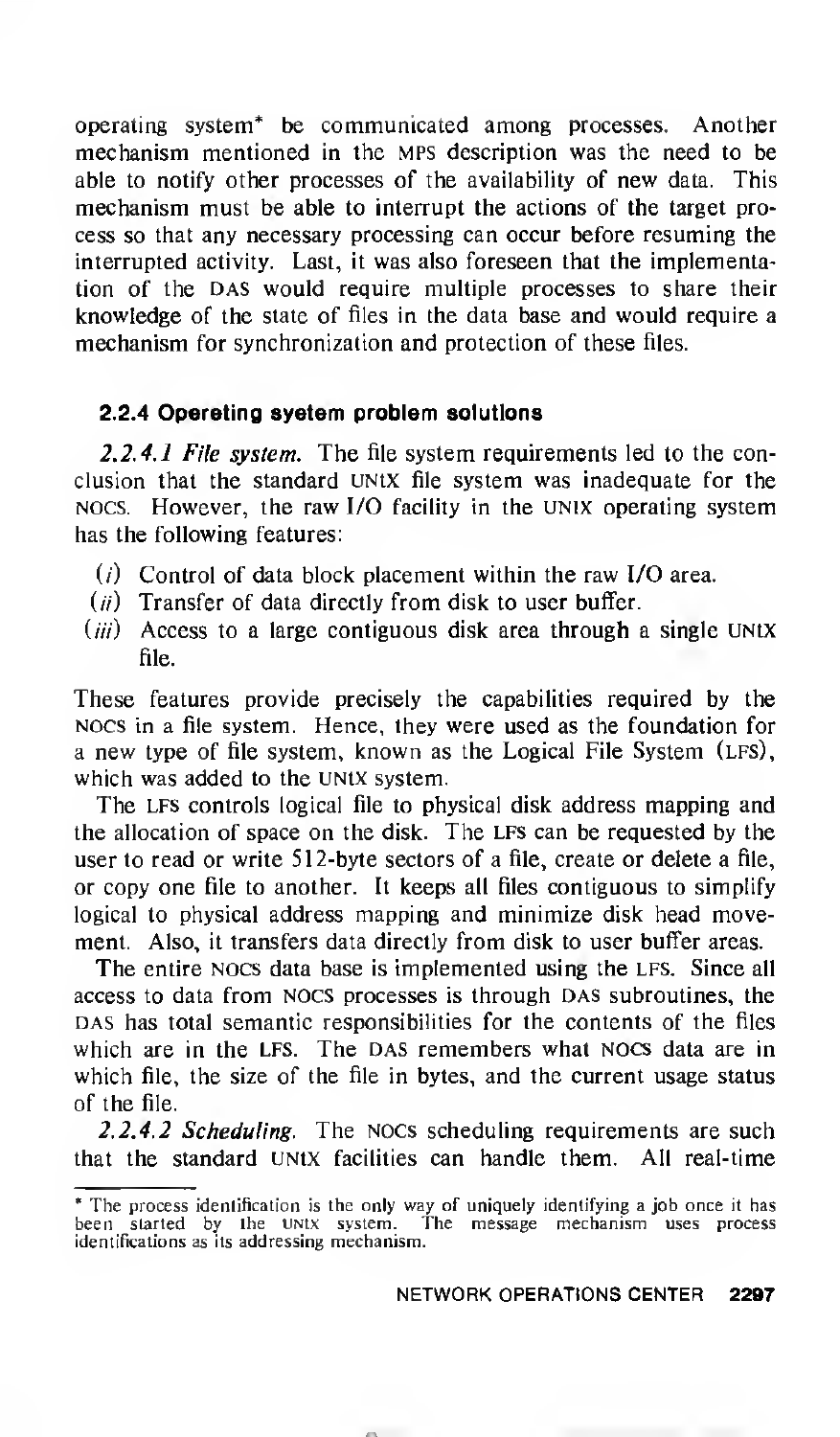operating system* be communicated among processes. Another mechanism mentioned in the MPS description was the need to be able to notify other processes of the availability of new data. This mechanism must be able to interrupt the actions of the target process so that any necessary processing can occur before resuming the interrupted activity. Last, it was also foreseen that the implementation of the DAS would require multiple processes to share their knowledge of the state of files in the data base and would require a mechanism for synchronization and protection of these files.

### 2.2.4 Operating system problem solutions

*2.2.4.1 File system.* The file system requirements led to the conclusion that the standard UNIX file system was inadequate for the NOCS. However, the raw I/O facility in the UNIX operating system has the following features:

(*i*) Control of data block placement within the raw I/O area.

(*ii*) Transfer of data directly from disk to user buffer.

(*iii*) Access to a large contiguous disk area through a single UNIX file.

These features provide precisely the capabilities required by the NOCS in a file system. Hence, they were used as the foundation for a new type of file system, known as the Logical File System (LFS), which was added to the UNIX system.

The LFS controls logical file to physical disk address mapping and the allocation of space on the disk. The LFS can be requested by the user to read or write 512-byte sectors of a file, create or delete a file, or copy one file to another. It keeps all files contiguous to simplify logical to physical address mapping and minimize disk head movement. Also, it transfers data directly from disk to user buffer areas.

The entire NOCS data base is implemented using the LFS. Since all access to data from NOCS processes is through DAS subroutines, the DAS has total semantic responsibilities for the contents of the files which are in the LFS. The DAS remembers what NOCS data are in which file, the size of the file in bytes, and the current usage status of the file.

*2.2.4.2 Scheduling.* The NOCS scheduling requirements are such that the standard UNIX facilities can handle them. All real-time

---

* The process identification is the only way of uniquely identifying a job once it has been started by the UNIX system. The message mechanism uses process identifications as its addressing mechanism.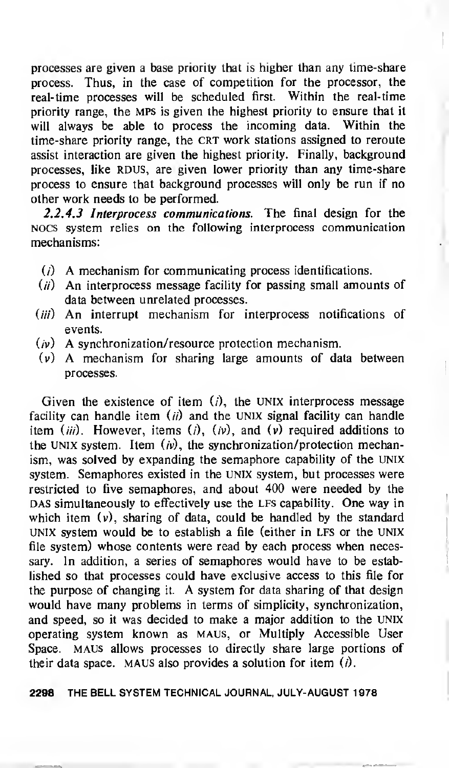processes are given a base priority that is higher than any time-share process. Thus, in the case of competition for the processor, the real-time processes will be scheduled first. Within the real-time priority range, the MPS is given the highest priority to ensure that it will always be able to process the incoming data. Within the time-share priority range, the CRT work stations assigned to reroute assist interaction are given the highest priority. Finally, background processes, like RDUS, are given lower priority than any time-share process to ensure that background processes will only be run if no other work needs to be performed.

*2.2.4.3 Interprocess communications.* The final design for the NOCS system relies on the following interprocess communication mechanisms:

(*i*) A mechanism for communicating process identifications.
(*ii*) An interprocess message facility for passing small amounts of data between unrelated processes.
(*iii*) An interrupt mechanism for interprocess notifications of events.
(*iv*) A synchronization/resource protection mechanism.
(*v*) A mechanism for sharing large amounts of data between processes.

Given the existence of item (*i*), the UNIX interprocess message facility can handle item (*ii*) and the UNIX signal facility can handle item (*iii*). However, items (*i*), (*iv*), and (*v*) required additions to the UNIX system. Item (*iv*), the synchronization/protection mechanism, was solved by expanding the semaphore capability of the UNIX system. Semaphores existed in the UNIX system, but processes were restricted to five semaphores, and about 400 were needed by the DAS simultaneously to effectively use the LFS capability. One way in which item (*v*), sharing of data, could be handled by the standard UNIX system would be to establish a file (either in LFS or the UNIX file system) whose contents were read by each process when necessary. In addition, a series of semaphores would have to be established so that processes could have exclusive access to this file for the purpose of changing it. A system for data sharing of that design would have many problems in terms of simplicity, synchronization, and speed, so it was decided to make a major addition to the UNIX operating system known as MAUS, or Multiply Accessible User Space. MAUS allows processes to directly share large portions of their data space. MAUS also provides a solution for item (*i*).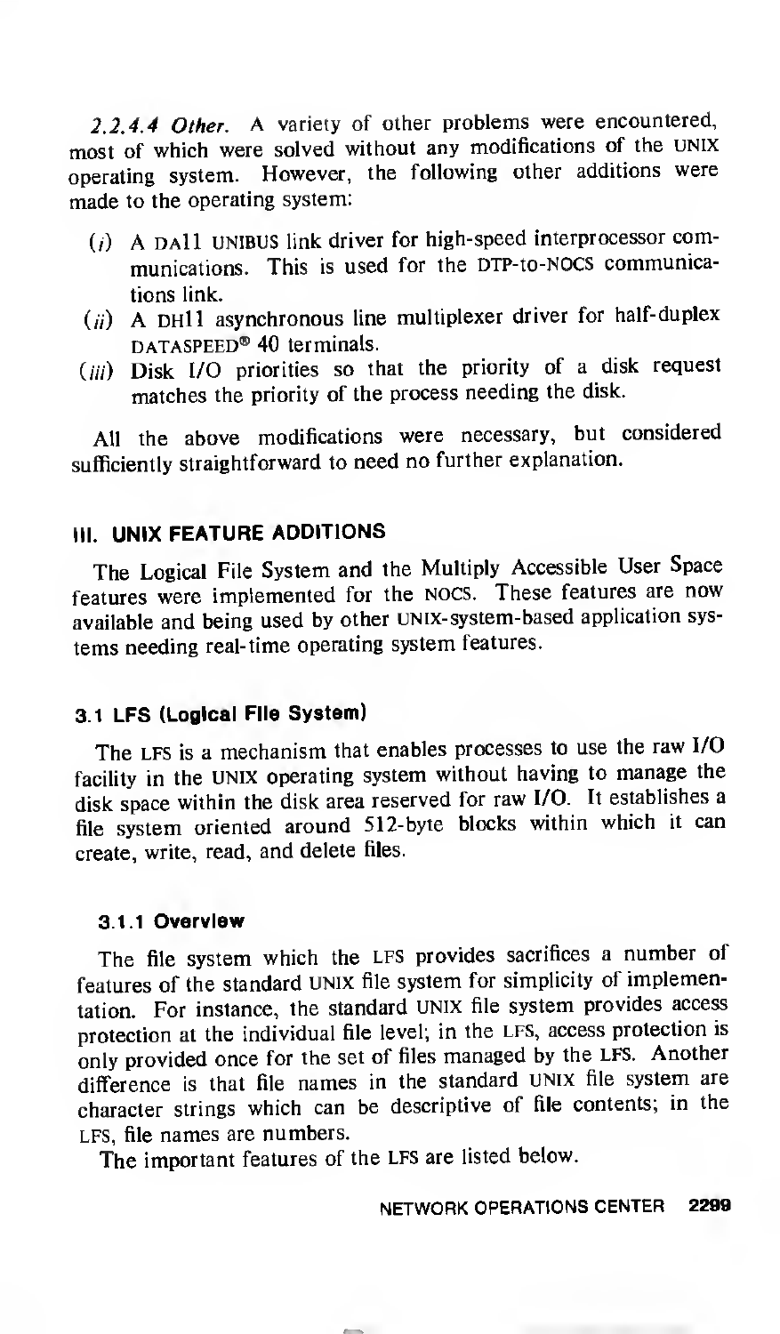*2.2.4.4 Other.* A variety of other problems were encountered, most of which were solved without any modifications of the UNIX operating system. However, the following other additions were made to the operating system:

(*i*) A DA11 UNIBUS link driver for high-speed interprocessor communications. This is used for the DTP-to-NOCS communications link.

(*ii*) A DH11 asynchronous line multiplexer driver for half-duplex DATASPEED® 40 terminals.

(*iii*) Disk I/O priorities so that the priority of a disk request matches the priority of the process needing the disk.

All the above modifications were necessary, but considered sufficiently straightforward to need no further explanation.

## III. UNIX FEATURE ADDITIONS

The Logical File System and the Multiply Accessible User Space features were implemented for the NOCS. These features are now available and being used by other UNIX-system-based application systems needing real-time operating system features.

### 3.1 LFS (Logical File System)

The LFS is a mechanism that enables processes to use the raw I/O facility in the UNIX operating system without having to manage the disk space within the disk area reserved for raw I/O. It establishes a file system oriented around 512-byte blocks within which it can create, write, read, and delete files.

#### 3.1.1 Overview

The file system which the LFS provides sacrifices a number of features of the standard UNIX file system for simplicity of implementation. For instance, the standard UNIX file system provides access protection at the individual file level; in the LFS, access protection is only provided once for the set of files managed by the LFS. Another difference is that file names in the standard UNIX file system are character strings which can be descriptive of file contents; in the LFS, file names are numbers.

The important features of the LFS are listed below.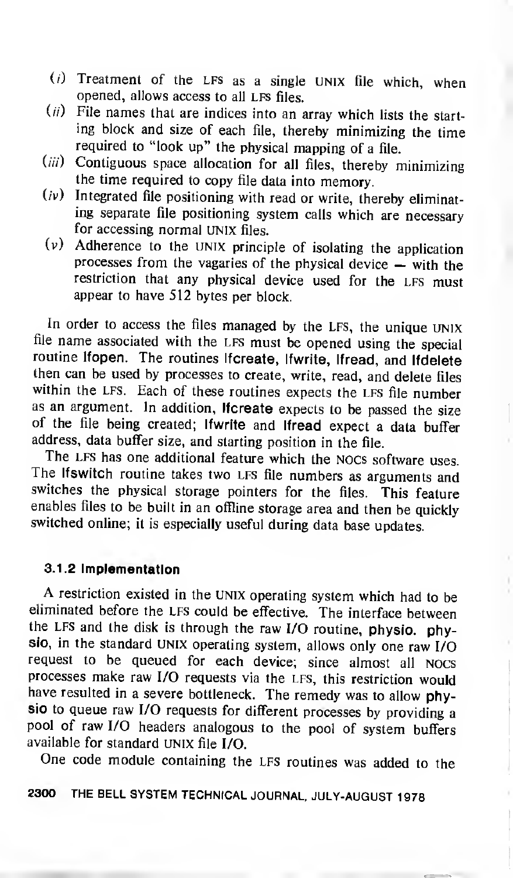(*i*) Treatment of the LFS as a single UNIX file which, when opened, allows access to all LFS files.

(*ii*) File names that are indices into an array which lists the starting block and size of each file, thereby minimizing the time required to "look up" the physical mapping of a file.

(*iii*) Contiguous space allocation for all files, thereby minimizing the time required to copy file data into memory.

(*iv*) Integrated file positioning with read or write, thereby eliminating separate file positioning system calls which are necessary for accessing normal UNIX files.

(*v*) Adherence to the UNIX principle of isolating the application processes from the vagaries of the physical device — with the restriction that any physical device used for the LFS must appear to have 512 bytes per block.

In order to access the files managed by the LFS, the unique UNIX file name associated with the LFS must be opened using the special routine **lfopen**. The routines **lfcreate**, **lfwrite**, **lfread**, and **lfdelete** then can be used by processes to create, write, read, and delete files within the LFS. Each of these routines expects the LFS file number as an argument. In addition, **lfcreate** expects to be passed the size of the file being created; **lfwrite** and **lfread** expect a data buffer address, data buffer size, and starting position in the file.

The LFS has one additional feature which the NOCS software uses. The **lfswitch** routine takes two LFS file numbers as arguments and switches the physical storage pointers for the files. This feature enables files to be built in an offline storage area and then be quickly switched online; it is especially useful during data base updates.

### 3.1.2 Implementation

A restriction existed in the UNIX operating system which had to be eliminated before the LFS could be effective. The interface between the LFS and the disk is through the raw I/O routine, **physio**. **physio**, in the standard UNIX operating system, allows only one raw I/O request to be queued for each device; since almost all NOCS processes make raw I/O requests via the LFS, this restriction would have resulted in a severe bottleneck. The remedy was to allow **physio** to queue raw I/O requests for different processes by providing a pool of raw I/O headers analogous to the pool of system buffers available for standard UNIX file I/O.

One code module containing the LFS routines was added to the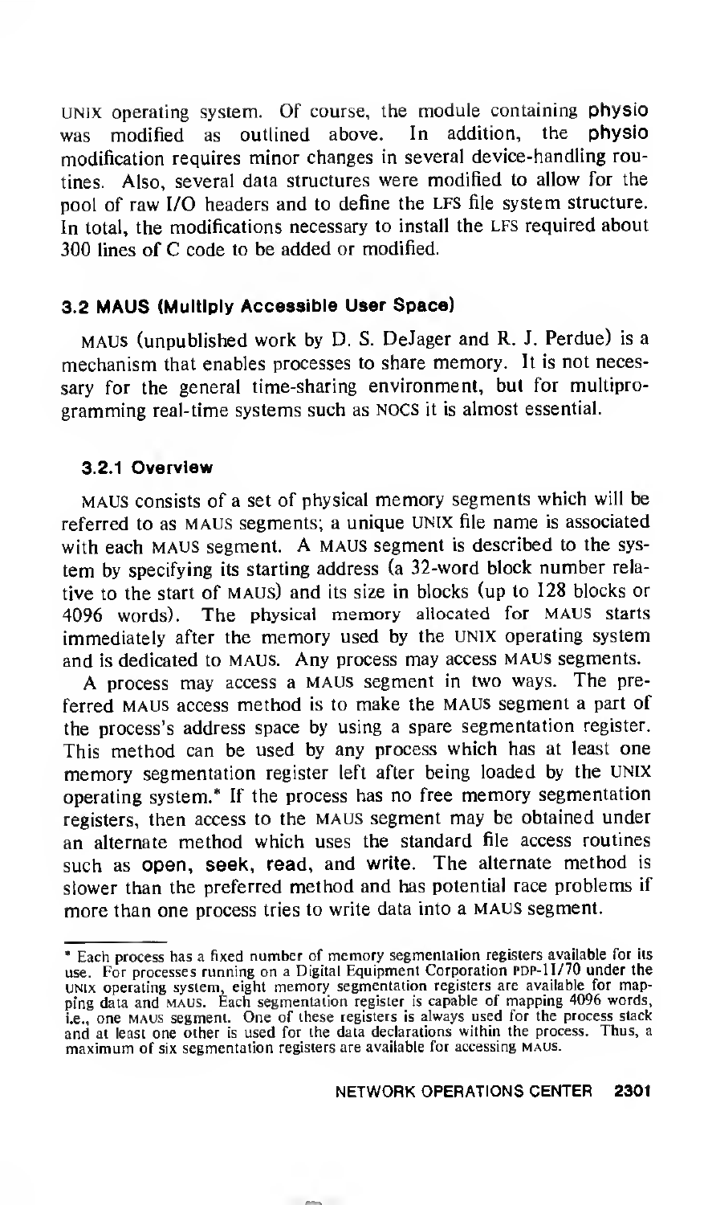UNIX operating system. Of course, the module containing **physio** was modified as outlined above. In addition, the **physio** modification requires minor changes in several device-handling routines. Also, several data structures were modified to allow for the pool of raw I/O headers and to define the LFS file system structure. In total, the modifications necessary to install the LFS required about 300 lines of C code to be added or modified.

### 3.2 MAUS (Multiply Accessible User Space)

MAUS (unpublished work by D. S. DeJager and R. J. Perdue) is a mechanism that enables processes to share memory. It is not necessary for the general time-sharing environment, but for multiprogramming real-time systems such as NOCS it is almost essential.

#### 3.2.1 Overview

MAUS consists of a set of physical memory segments which will be referred to as MAUS segments; a unique UNIX file name is associated with each MAUS segment. A MAUS segment is described to the system by specifying its starting address (a 32-word block number relative to the start of MAUS) and its size in blocks (up to 128 blocks or 4096 words). The physical memory allocated for MAUS starts immediately after the memory used by the UNIX operating system and is dedicated to MAUS. Any process may access MAUS segments.

A process may access a MAUS segment in two ways. The preferred MAUS access method is to make the MAUS segment a part of the process's address space by using a spare segmentation register. This method can be used by any process which has at least one memory segmentation register left after being loaded by the UNIX operating system.* If the process has no free memory segmentation registers, then access to the MAUS segment may be obtained under an alternate method which uses the standard file access routines such as **open**, **seek**, **read**, and **write**. The alternate method is slower than the preferred method and has potential race problems if more than one process tries to write data into a MAUS segment.

---

\* Each process has a fixed number of memory segmentation registers available for its use. For processes running on a Digital Equipment Corporation PDP-11/70 under the UNIX operating system, eight memory segmentation registers are available for mapping data and MAUS. Each segmentation register is capable of mapping 4096 words, i.e., one MAUS segment. One of these registers is always used for the process stack and at least one other is used for the data declarations within the process. Thus, a maximum of six segmentation registers are available for accessing MAUS.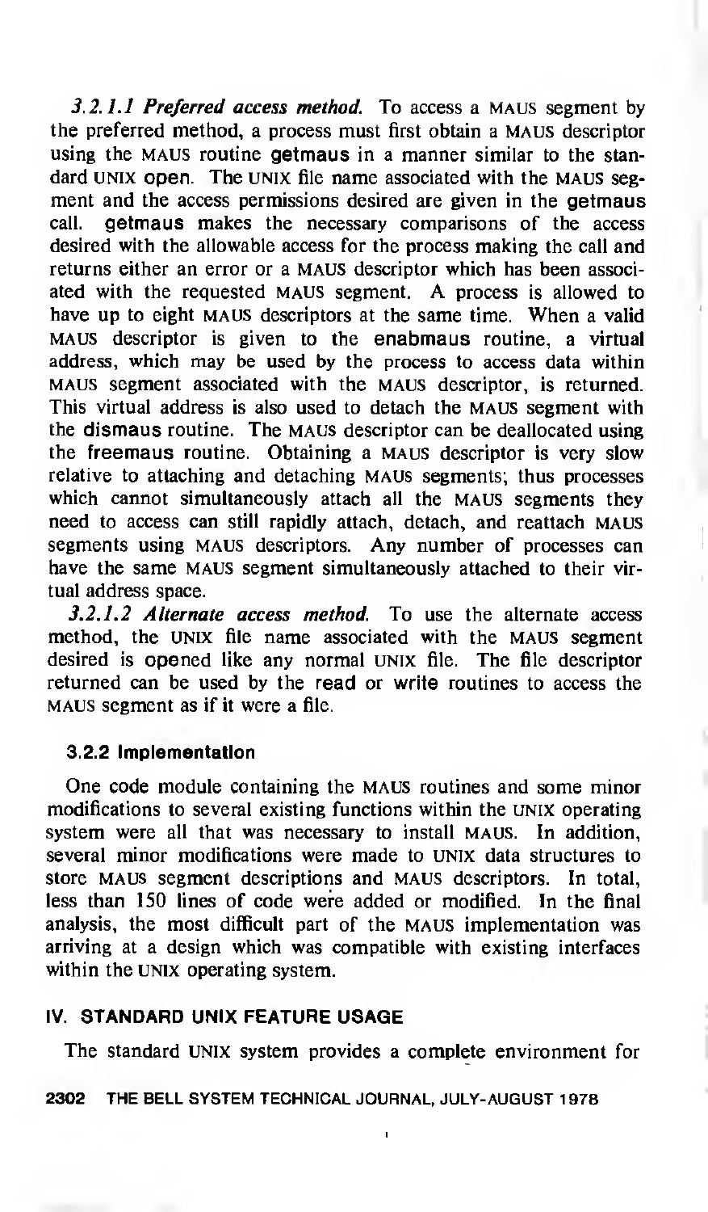*3.2.1.1 Preferred access method.* To access a MAUS segment by the preferred method, a process must first obtain a MAUS descriptor using the MAUS routine **getmaus** in a manner similar to the standard UNIX **open**. The UNIX file name associated with the MAUS segment and the access permissions desired are given in the **getmaus** call. **getmaus** makes the necessary comparisons of the access desired with the allowable access for the process making the call and returns either an error or a MAUS descriptor which has been associated with the requested MAUS segment. A process is allowed to have up to eight MAUS descriptors at the same time. When a valid MAUS descriptor is given to the **enabmaus** routine, a virtual address, which may be used by the process to access data within MAUS segment associated with the MAUS descriptor, is returned. This virtual address is also used to detach the MAUS segment with the **dismaus** routine. The MAUS descriptor can be deallocated using the **freemaus** routine. Obtaining a MAUS descriptor is very slow relative to attaching and detaching MAUS segments; thus processes which cannot simultaneously attach all the MAUS segments they need to access can still rapidly attach, detach, and reattach MAUS segments using MAUS descriptors. Any number of processes can have the same MAUS segment simultaneously attached to their virtual address space.

*3.2.1.2 Alternate access method.* To use the alternate access method, the UNIX file name associated with the MAUS segment desired is **open**ed like any normal UNIX file. The file descriptor returned can be used by the **read** or **write** routines to access the MAUS segment as if it were a file.

### 3.2.2 Implementation

One code module containing the MAUS routines and some minor modifications to several existing functions within the UNIX operating system were all that was necessary to install MAUS. In addition, several minor modifications were made to UNIX data structures to store MAUS segment descriptions and MAUS descriptors. In total, less than 150 lines of code were added or modified. In the final analysis, the most difficult part of the MAUS implementation was arriving at a design which was compatible with existing interfaces within the UNIX operating system.

## IV. STANDARD UNIX FEATURE USAGE

The standard UNIX system provides a complete environment for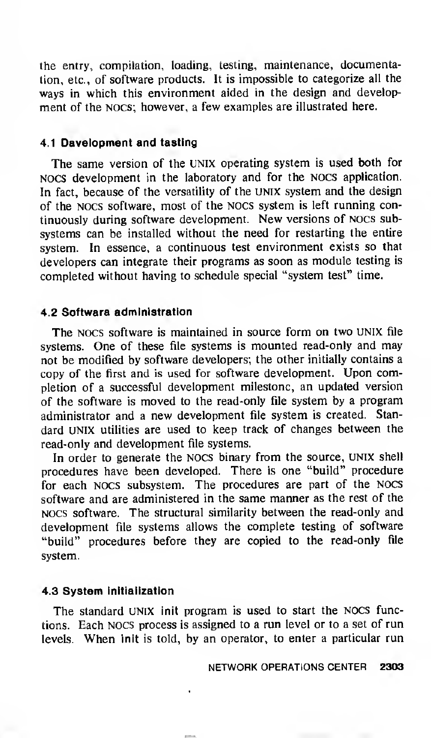the entry, compilation, loading, testing, maintenance, documentation, etc., of software products. It is impossible to categorize all the ways in which this environment aided in the design and development of the NOCS; however, a few examples are illustrated here.

### 4.1 Development and testing

The same version of the UNIX operating system is used both for NOCS development in the laboratory and for the NOCS application. In fact, because of the versatility of the UNIX system and the design of the NOCS software, most of the NOCS system is left running continuously during software development. New versions of NOCS subsystems can be installed without the need for restarting the entire system. In essence, a continuous test environment exists so that developers can integrate their programs as soon as module testing is completed without having to schedule special "system test" time.

### 4.2 Software administration

The NOCS software is maintained in source form on two UNIX file systems. One of these file systems is mounted read-only and may not be modified by software developers; the other initially contains a copy of the first and is used for software development. Upon completion of a successful development milestone, an updated version of the software is moved to the read-only file system by a program administrator and a new development file system is created. Standard UNIX utilities are used to keep track of changes between the read-only and development file systems.

In order to generate the NOCS binary from the source, UNIX shell procedures have been developed. There is one "build" procedure for each NOCS subsystem. The procedures are part of the NOCS software and are administered in the same manner as the rest of the NOCS software. The structural similarity between the read-only and development file systems allows the complete testing of software "build" procedures before they are copied to the read-only file system.

### 4.3 System initialization

The standard UNIX **init** program is used to start the NOCS functions. Each NOCS process is assigned to a run level or to a set of run levels. When **init** is told, by an operator, to enter a particular run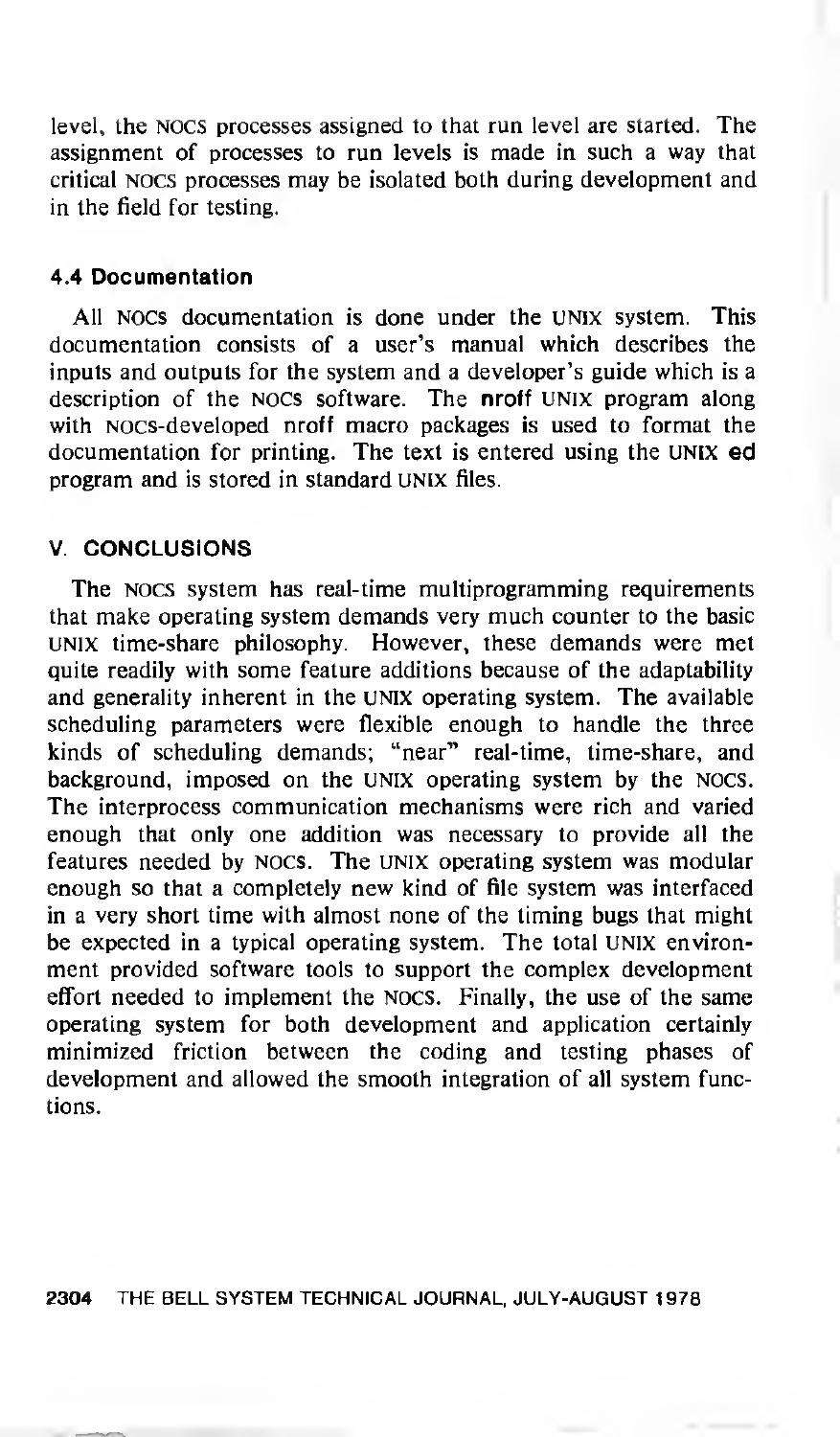level, the NOCS processes assigned to that run level are started. The assignment of processes to run levels is made in such a way that critical NOCS processes may be isolated both during development and in the field for testing.

### 4.4 Documentation

All NOCS documentation is done under the UNIX system. This documentation consists of a user's manual which describes the inputs and outputs for the system and a developer's guide which is a description of the NOCS software. The **nroff** UNIX program along with NOCS-developed nroff macro packages is used to format the documentation for printing. The text is entered using the UNIX **ed** program and is stored in standard UNIX files.

## V. CONCLUSIONS

The NOCS system has real-time multiprogramming requirements that make operating system demands very much counter to the basic UNIX time-share philosophy. However, these demands were met quite readily with some feature additions because of the adaptability and generality inherent in the UNIX operating system. The available scheduling parameters were flexible enough to handle the three kinds of scheduling demands; "near" real-time, time-share, and background, imposed on the UNIX operating system by the NOCS. The interprocess communication mechanisms were rich and varied enough that only one addition was necessary to provide all the features needed by NOCS. The UNIX operating system was modular enough so that a completely new kind of file system was interfaced in a very short time with almost none of the timing bugs that might be expected in a typical operating system. The total UNIX environment provided software tools to support the complex development effort needed to implement the NOCS. Finally, the use of the same operating system for both development and application certainly minimized friction between the coding and testing phases of development and allowed the smooth integration of all system functions.